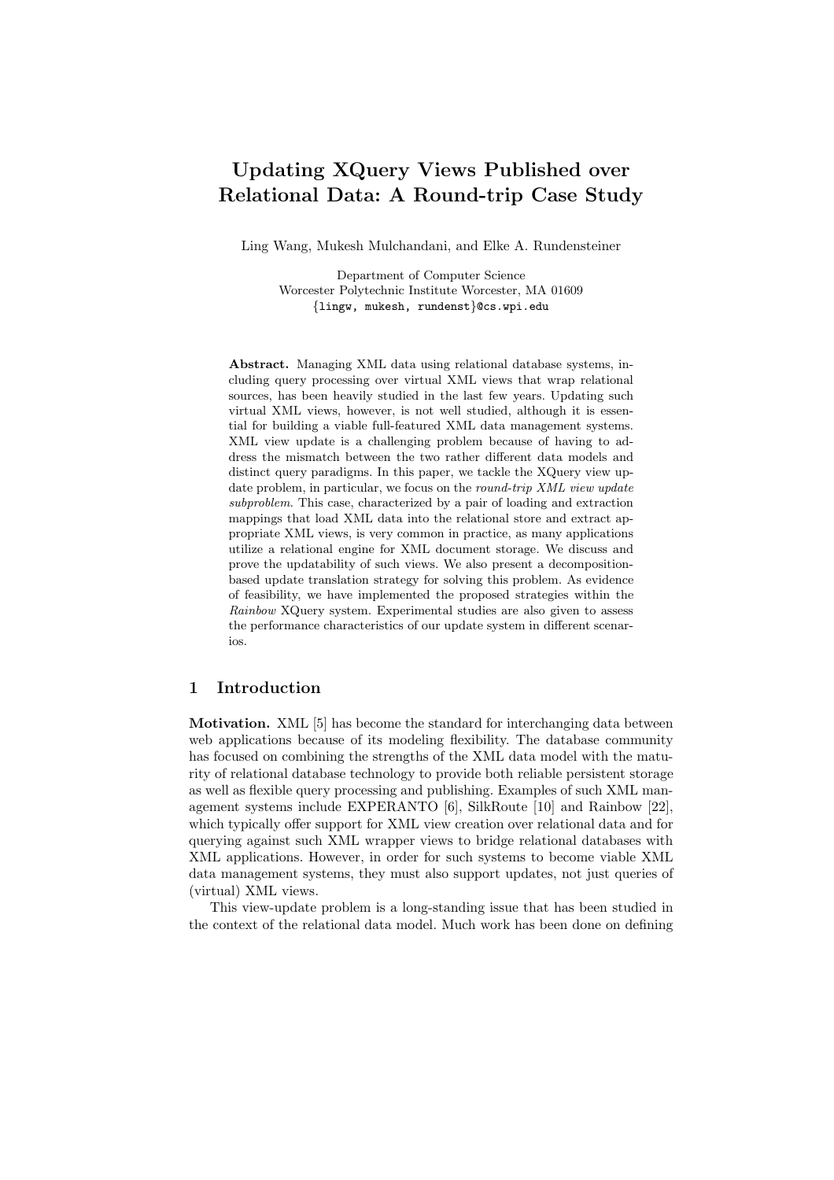# Updating XQuery Views Published over Relational Data: A Round-trip Case Study

Ling Wang, Mukesh Mulchandani, and Elke A. Rundensteiner

Department of Computer Science
Worcester Polytechnic Institute Worcester, MA 01609
{lingw, mukesh, rundenst}@cs.wpi.edu

**Abstract.** Managing XML data using relational database systems, including query processing over virtual XML views that wrap relational sources, has been heavily studied in the last few years. Updating such virtual XML views, however, is not well studied, although it is essential for building a viable full-featured XML data management systems. XML view update is a challenging problem because of having to address the mismatch between the two rather different data models and distinct query paradigms. In this paper, we tackle the XQuery view update problem, in particular, we focus on the *round-trip XML view update subproblem*. This case, characterized by a pair of loading and extraction mappings that load XML data into the relational store and extract appropriate XML views, is very common in practice, as many applications utilize a relational engine for XML document storage. We discuss and prove the updatability of such views. We also present a decomposition-based update translation strategy for solving this problem. As evidence of feasibility, we have implemented the proposed strategies within the *Rainbow* XQuery system. Experimental studies are also given to assess the performance characteristics of our update system in different scenarios.

## 1 Introduction

**Motivation.** XML [5] has become the standard for interchanging data between web applications because of its modeling flexibility. The database community has focused on combining the strengths of the XML data model with the maturity of relational database technology to provide both reliable persistent storage as well as flexible query processing and publishing. Examples of such XML management systems include EXPERANTO [6], SilkRoute [10] and Rainbow [22], which typically offer support for XML view creation over relational data and for querying against such XML wrapper views to bridge relational databases with XML applications. However, in order for such systems to become viable XML data management systems, they must also support updates, not just queries of (virtual) XML views.

This view-update problem is a long-standing issue that has been studied in the context of the relational data model. Much work has been done on defining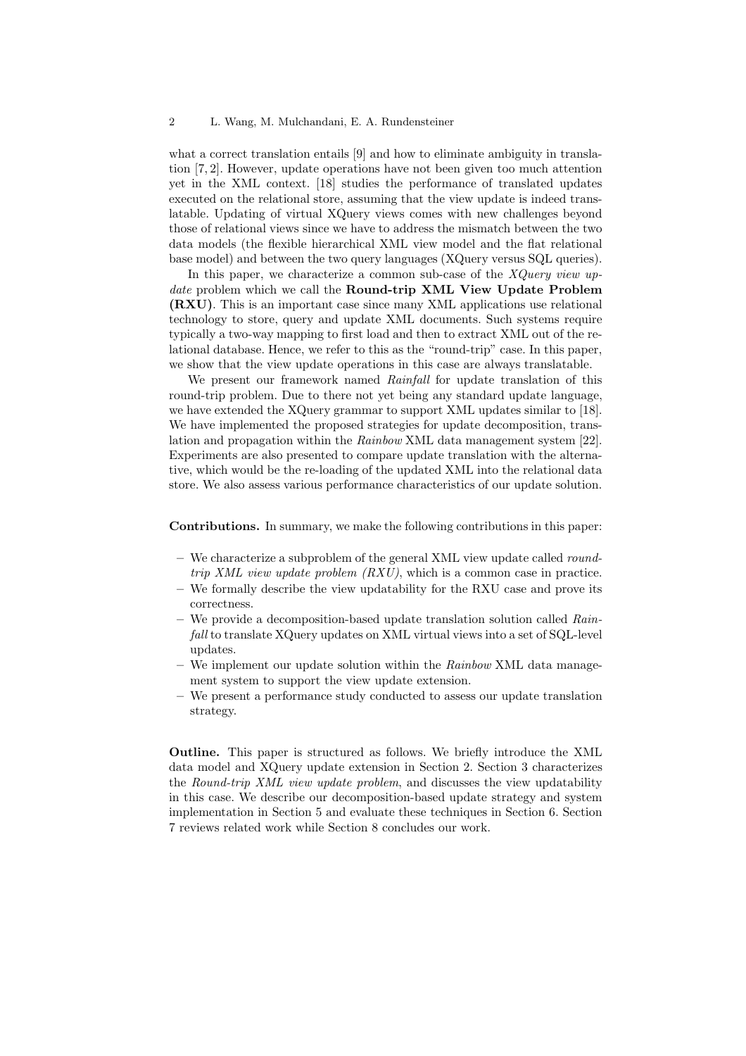what a correct translation entails [9] and how to eliminate ambiguity in translation [7, 2]. However, update operations have not been given too much attention yet in the XML context. [18] studies the performance of translated updates executed on the relational store, assuming that the view update is indeed translatable. Updating of virtual XQuery views comes with new challenges beyond those of relational views since we have to address the mismatch between the two data models (the flexible hierarchical XML view model and the flat relational base model) and between the two query languages (XQuery versus SQL queries).

In this paper, we characterize a common sub-case of the *XQuery view update* problem which we call the **Round-trip XML View Update Problem (RXU)**. This is an important case since many XML applications use relational technology to store, query and update XML documents. Such systems require typically a two-way mapping to first load and then to extract XML out of the relational database. Hence, we refer to this as the "round-trip" case. In this paper, we show that the view update operations in this case are always translatable.

We present our framework named *Rainfall* for update translation of this round-trip problem. Due to there not yet being any standard update language, we have extended the XQuery grammar to support XML updates similar to [18]. We have implemented the proposed strategies for update decomposition, translation and propagation within the *Rainbow* XML data management system [22]. Experiments are also presented to compare update translation with the alternative, which would be the re-loading of the updated XML into the relational data store. We also assess various performance characteristics of our update solution.

**Contributions.** In summary, we make the following contributions in this paper:

- We characterize a subproblem of the general XML view update called *round-trip XML view update problem (RXU)*, which is a common case in practice.
- We formally describe the view updatability for the RXU case and prove its correctness.
- We provide a decomposition-based update translation solution called *Rainfall* to translate XQuery updates on XML virtual views into a set of SQL-level updates.
- We implement our update solution within the *Rainbow* XML data management system to support the view update extension.
- We present a performance study conducted to assess our update translation strategy.

**Outline.** This paper is structured as follows. We briefly introduce the XML data model and XQuery update extension in Section 2. Section 3 characterizes the *Round-trip XML view update problem*, and discusses the view updatability in this case. We describe our decomposition-based update strategy and system implementation in Section 5 and evaluate these techniques in Section 6. Section 7 reviews related work while Section 8 concludes our work.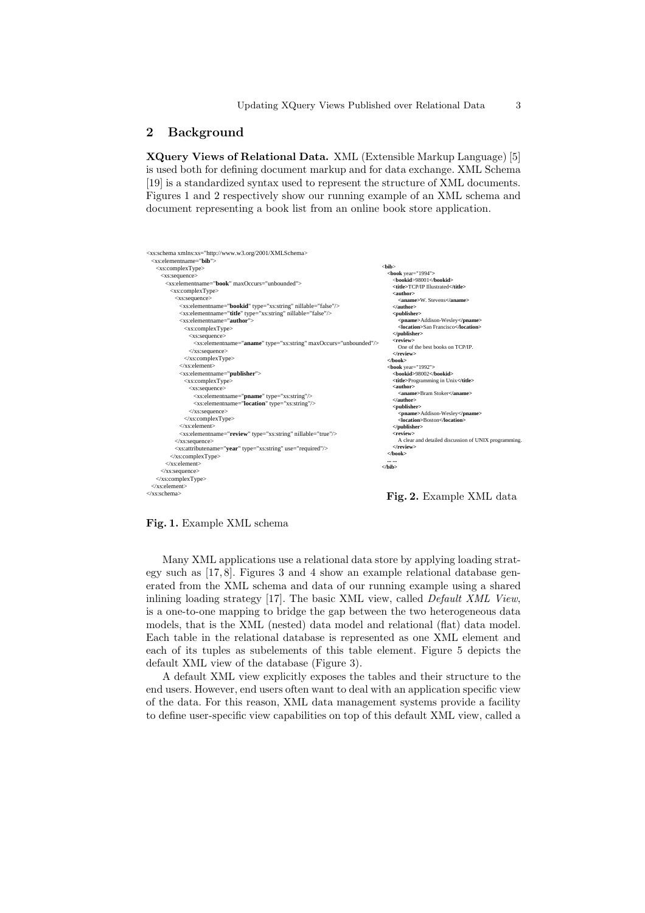## 2 Background

**XQuery Views of Relational Data.** XML (Extensible Markup Language) [5] is used both for defining document markup and for data exchange. XML Schema [19] is a standardized syntax used to represent the structure of XML documents. Figures 1 and 2 respectively show our running example of an XML schema and document representing a book list from an online book store application.

```xml
<xs:schema xmlns:xs="http://www.w3.org/2001/XMLSchema>
  <xs:elementname="bib">
    <xs:complexType>
      <xs:sequence>
        <xs:elementname="book" maxOccurs="unbounded">
          <xs:complexType>
            <xs:sequence>
              <xs:elementname="bookid" type="xs:string" nillable="false"/>
              <xs:elementname="title" type="xs:string" nillable="false"/>
              <xs:elementname="author">
                <xs:complexType>
                  <xs:sequence>
                    <xs:elementname="aname" type="xs:string" maxOccurs="unbounded"/>
                  </xs:sequence>
                </xs:complexType>
              </xs:element>
              <xs:elementname="publisher">
                <xs:complexType>
                  <xs:sequence>
                    <xs:elementname="pname" type="xs:string"/>
                    <xs:elementname="location" type="xs:string"/>
                  </xs:sequence>
                </xs:complexType>
              </xs:element>
              <xs:elementname="review" type="xs:string" nillable="true"/>
            </xs:sequence>
            <xs:attributename="year" type="xs:string" use="required"/>
          </xs:complexType>
        </xs:element>
      </xs:sequence>
    </xs:complexType>
  </xs:element>
</xs:schema>
```

**Fig. 1.** Example XML schema

```xml
<bib>
  <book year="1994">
    <bookid>98001</bookid>
    <title>TCP/IP Illustrated</title>
    <author>
      <aname>W. Stevens</aname>
    </author>
    <publisher>
      <pname>Addison-Wesley</pname>
      <location>San Francisco</location>
    </publisher>
    <review>
      One of the best books on TCP/IP.
    </review>
  </book>
  <book year="1992">
    <bookid>98002</bookid>
    <title>Programming in Unix</title>
    <author>
      <aname>Bram Stoker</aname>
    </author>
    <publisher>
      <pname>Addison-Wesley</pname>
      <location>Boston</location>
    </publisher>
    <review>
      A clear and detailed discussion of UNIX programming.
    </review>
  </book>
  ... ...
</bib>
```

**Fig. 2.** Example XML data

Many XML applications use a relational data store by applying loading strategy such as [17, 8]. Figures 3 and 4 show an example relational database generated from the XML schema and data of our running example using a shared inlining loading strategy [17]. The basic XML view, called *Default XML View*, is a one-to-one mapping to bridge the gap between the two heterogeneous data models, that is the XML (nested) data model and relational (flat) data model. Each table in the relational database is represented as one XML element and each of its tuples as subelements of this table element. Figure 5 depicts the default XML view of the database (Figure 3).

A default XML view explicitly exposes the tables and their structure to the end users. However, end users often want to deal with an application specific view of the data. For this reason, XML data management systems provide a facility to define user-specific view capabilities on top of this default XML view, called a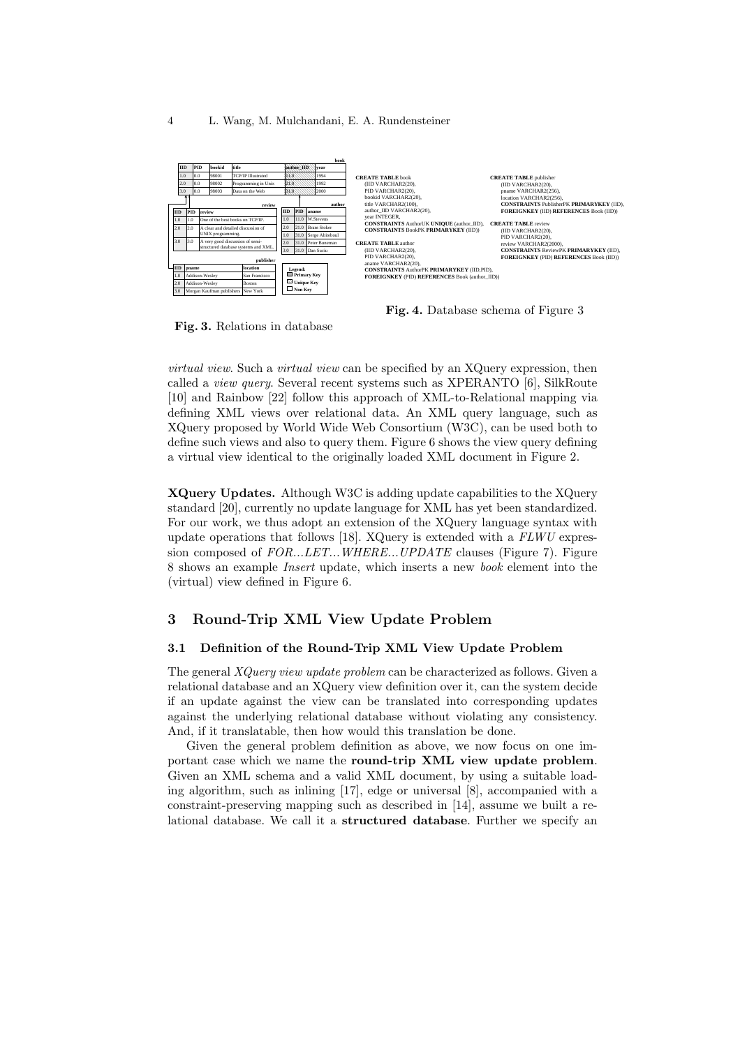**book**

| IID | PID | bookid | title | author_IID | year |
|---|---|---|---|---|---|
| 1.0 | 0.0 | 98001 | TCP/IP Illustrated | 11.0 | 1994 |
| 2.0 | 0.0 | 98002 | Programming in Unix | 21.0 | 1992 |
| 3.0 | 0.0 | 98003 | Data on the Web | 31.0 | 2000 |

**review**

| IID | PID | review |
|---|---|---|
| 1.0 | 1.0 | One of the best books on TCP/IP. |
| 2.0 | 2.0 | A clear and detailed discussion of UNIX programming. |
| 3.0 | 3.0 | A very good discussion of semi-structured database systems and XML. |

**author**

| IID | PID | aname |
|---|---|---|
| 1.0 | 11.0 | W.Stevens |
| 2.0 | 21.0 | Bram Stoker |
| 1.0 | 31.0 | Serge Abiteboul |
| 2.0 | 31.0 | Peter Buneman |
| 3.0 | 31.0 | Dan Suciu |

**publisher**

| IID | pname | location |
|---|---|---|
| 1.0 | Addison-Wesley | San Francisco |
| 2.0 | Addison-Wesley | Boston |
| 3.0 | Morgan Kaufman publishers | New York |

Legend: Primary Key, Unique Key, Non Key

**Fig. 3.** Relations in database

```
CREATE TABLE book
    (IID VARCHAR2(20),
    PID VARCHAR2(20),
    bookid VARCHAR2(20),
    title VARCHAR2(100),
    author_IID VARCHAR2(20),
    year INTEGER,
    CONSTRAINTS AuthorUK UNIQUE (author_IID),
    CONSTRAINTS BookPK PRIMARYKEY (IID))

CREATE TABLE author
    (IID VARCHAR2(20),
    PID VARCHAR2(20),
    aname VARCHAR2(20),
    CONSTRAINTS AuthorPK PRIMARYKEY (IID,PID),
    FOREIGNKEY (PID) REFERENCES Book (author_IID))

CREATE TABLE publisher
    (IID VARCHAR2(20),
    pname VARCHAR2(256),
    location VARCHAR2(256),
    CONSTRAINTS PublisherPK PRIMARYKEY (IID),
    FOREIGNKEY (IID) REFERENCES Book (IID))

CREATE TABLE review
    (IID VARCHAR2(20),
    PID VARCHAR2(20),
    review VARCHAR2(2000),
    CONSTRAINTS ReviewPK PRIMARYKEY (IID),
    FOREIGNKEY (PID) REFERENCES Book (IID))
```

**Fig. 4.** Database schema of Figure 3

*virtual view*. Such a *virtual view* can be specified by an XQuery expression, then called a *view query*. Several recent systems such as XPERANTO [6], SilkRoute [10] and Rainbow [22] follow this approach of XML-to-Relational mapping via defining XML views over relational data. An XML query language, such as XQuery proposed by World Wide Web Consortium (W3C), can be used both to define such views and also to query them. Figure 6 shows the view query defining a virtual view identical to the originally loaded XML document in Figure 2.

**XQuery Updates.** Although W3C is adding update capabilities to the XQuery standard [20], currently no update language for XML has yet been standardized. For our work, we thus adopt an extension of the XQuery language syntax with update operations that follows [18]. XQuery is extended with a *FLWU* expression composed of *FOR...LET...WHERE...UPDATE* clauses (Figure 7). Figure 8 shows an example *Insert* update, which inserts a new *book* element into the (virtual) view defined in Figure 6.

## 3 Round-Trip XML View Update Problem

### 3.1 Definition of the Round-Trip XML View Update Problem

The general *XQuery view update problem* can be characterized as follows. Given a relational database and an XQuery view definition over it, can the system decide if an update against the view can be translated into corresponding updates against the underlying relational database without violating any consistency. And, if it translatable, then how would this translation be done.

Given the general problem definition as above, we now focus on one important case which we name the **round-trip XML view update problem**. Given an XML schema and a valid XML document, by using a suitable loading algorithm, such as inlining [17], edge or universal [8], accompanied with a constraint-preserving mapping such as described in [14], assume we built a relational database. We call it a **structured database**. Further we specify an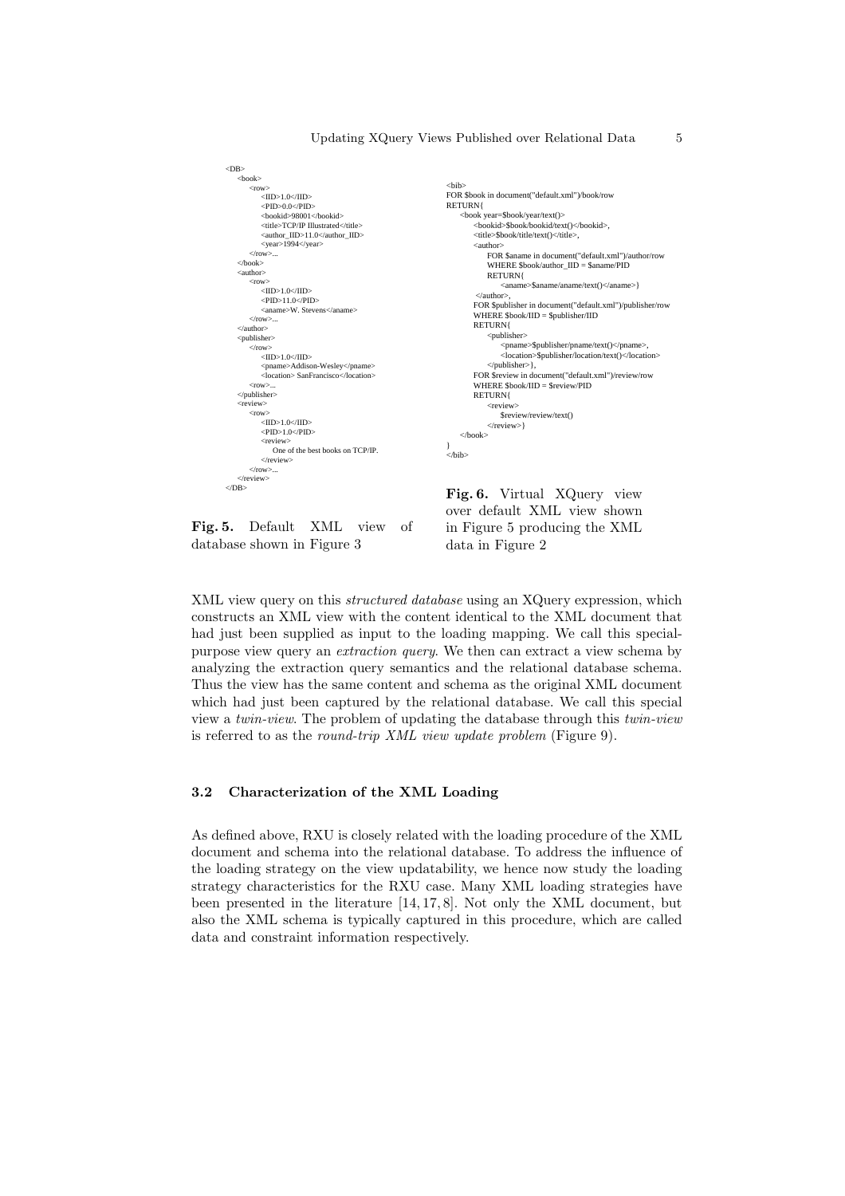```
<DB>
    <book>
        <row>
            <IID>1.0</IID>
            <PID>0.0</PID>
            <bookid>98001</bookid>
            <title>TCP/IP Illustrated</title>
            <author_IID>11.0</author_IID>
            <year>1994</year>
        </row>...
    </book>
    <author>
        <row>
            <IID>1.0</IID>
            <PID>11.0</PID>
            <aname>W. Stevens</aname>
        </row>...
    </author>
    <publisher>
        </row>
            <IID>1.0</IID>
            <pname>Addison-Wesley</pname>
            <location> SanFrancisco</location>
        <row>...
    </publisher>
    <review>
        <row>
            <IID>1.0</IID>
            <PID>1.0</PID>
            <review>
                One of the best books on TCP/IP.
            </review>
        </row>...
    </review>
</DB>
```

**Fig. 5.** Default XML view of database shown in Figure 3

```
<bib>
FOR $book in document("default.xml")/book/row
RETURN{
    <book year=$book/year/text()>
        <bookid>$book/bookid/text()</bookid>,
        <title>$book/title/text()</title>,
        <author>
            FOR $aname in document("default.xml")/author/row
            WHERE $book/author_IID = $aname/PID
            RETURN{
                <aname>$aname/aname/text()</aname>}
        </author>,
        FOR $publisher in document("default.xml")/publisher/row
        WHERE $book/IID = $publisher/IID
        RETURN{
            <publisher>
                <pname>$publisher/pname/text()</pname>,
                <location>$publisher/location/text()</location>
            </publisher>},
        FOR $review in document("default.xml")/review/row
        WHERE $book/IID = $review/PID
        RETURN{
            <review>
                $review/review/text()
            </review>}
    </book>
}
</bib>
```

**Fig. 6.** Virtual XQuery view over default XML view shown in Figure 5 producing the XML data in Figure 2

XML view query on this *structured database* using an XQuery expression, which constructs an XML view with the content identical to the XML document that had just been supplied as input to the loading mapping. We call this special-purpose view query an *extraction query*. We then can extract a view schema by analyzing the extraction query semantics and the relational database schema. Thus the view has the same content and schema as the original XML document which had just been captured by the relational database. We call this special view a *twin-view*. The problem of updating the database through this *twin-view* is referred to as the *round-trip XML view update problem* (Figure 9).

### 3.2 Characterization of the XML Loading

As defined above, RXU is closely related with the loading procedure of the XML document and schema into the relational database. To address the influence of the loading strategy on the view updatability, we hence now study the loading strategy characteristics for the RXU case. Many XML loading strategies have been presented in the literature [14, 17, 8]. Not only the XML document, but also the XML schema is typically captured in this procedure, which are called data and constraint information respectively.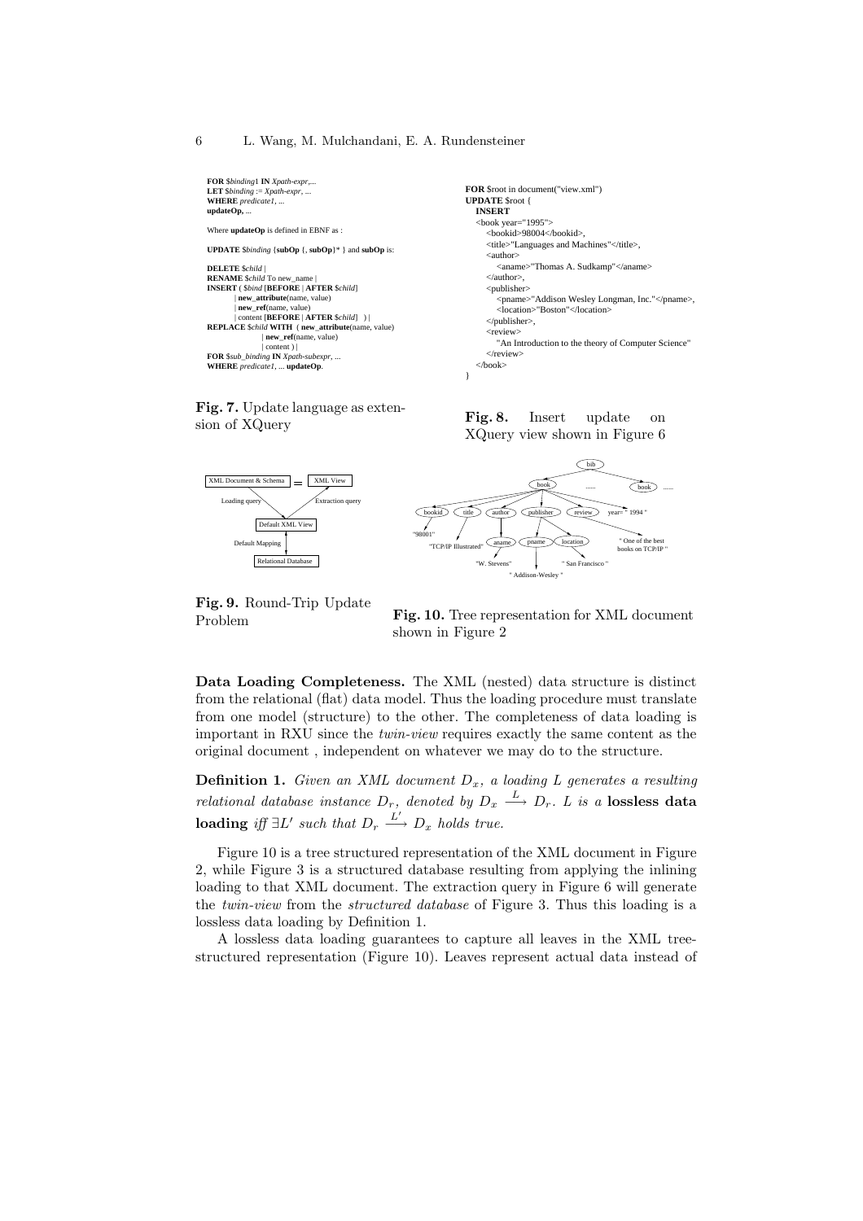```
FOR $binding1 IN Xpath-expr,...
LET $binding := Xpath-expr, ...
WHERE predicate1, ...
updateOp, ...

Where updateOp is defined in EBNF as :

UPDATE $binding {subOp {, subOp}* } and subOp is:

DELETE $child |
RENAME $child To new_name |
INSERT ( $bind [BEFORE | AFTER $child]
        | new_attribute(name, value)
        | new_ref(name, value)
        | content [BEFORE | AFTER $child] ) |
REPLACE $child WITH ( new_attribute(name, value)
        | new_ref(name, value)
        | content ) |
FOR $sub_binding IN Xpath-subexpr, ...
WHERE predicate1, ... updateOp.
```

**Fig. 7.** Update language as extension of XQuery

```
FOR $root in document("view.xml")
UPDATE $root {
  INSERT
  <book year="1995">
    <bookid>98004</bookid>,
    <title>"Languages and Machines"</title>,
    <author>
      <aname>"Thomas A. Sudkamp"</aname>
    </author>,
    <publisher>
      <pname>"Addison Wesley Longman, Inc."</pname>,
      <location>"Boston"</location>
    </publisher>,
    <review>
      "An Introduction to the theory of Computer Science"
    </review>
  </book>
}
```

**Fig. 8.** Insert update on XQuery view shown in Figure 6

**Fig. 9.** Round-Trip Update Problem

**Fig. 10.** Tree representation for XML document shown in Figure 2

**Data Loading Completeness.** The XML (nested) data structure is distinct from the relational (flat) data model. Thus the loading procedure must translate from one model (structure) to the other. The completeness of data loading is important in RXU since the *twin-view* requires exactly the same content as the original document , independent on whatever we may do to the structure.

**Definition 1.** *Given an XML document $D_x$, a loading L generates a resulting relational database instance $D_r$, denoted by $D_x \xrightarrow{L} D_r$. L is a* **lossless data loading** *iff $\exists L'$ such that $D_r \xrightarrow{L'} D_x$ holds true.*

Figure 10 is a tree structured representation of the XML document in Figure 2, while Figure 3 is a structured database resulting from applying the inlining loading to that XML document. The extraction query in Figure 6 will generate the *twin-view* from the *structured database* of Figure 3. Thus this loading is a lossless data loading by Definition 1.

A lossless data loading guarantees to capture all leaves in the XML tree-structured representation (Figure 10). Leaves represent actual data instead of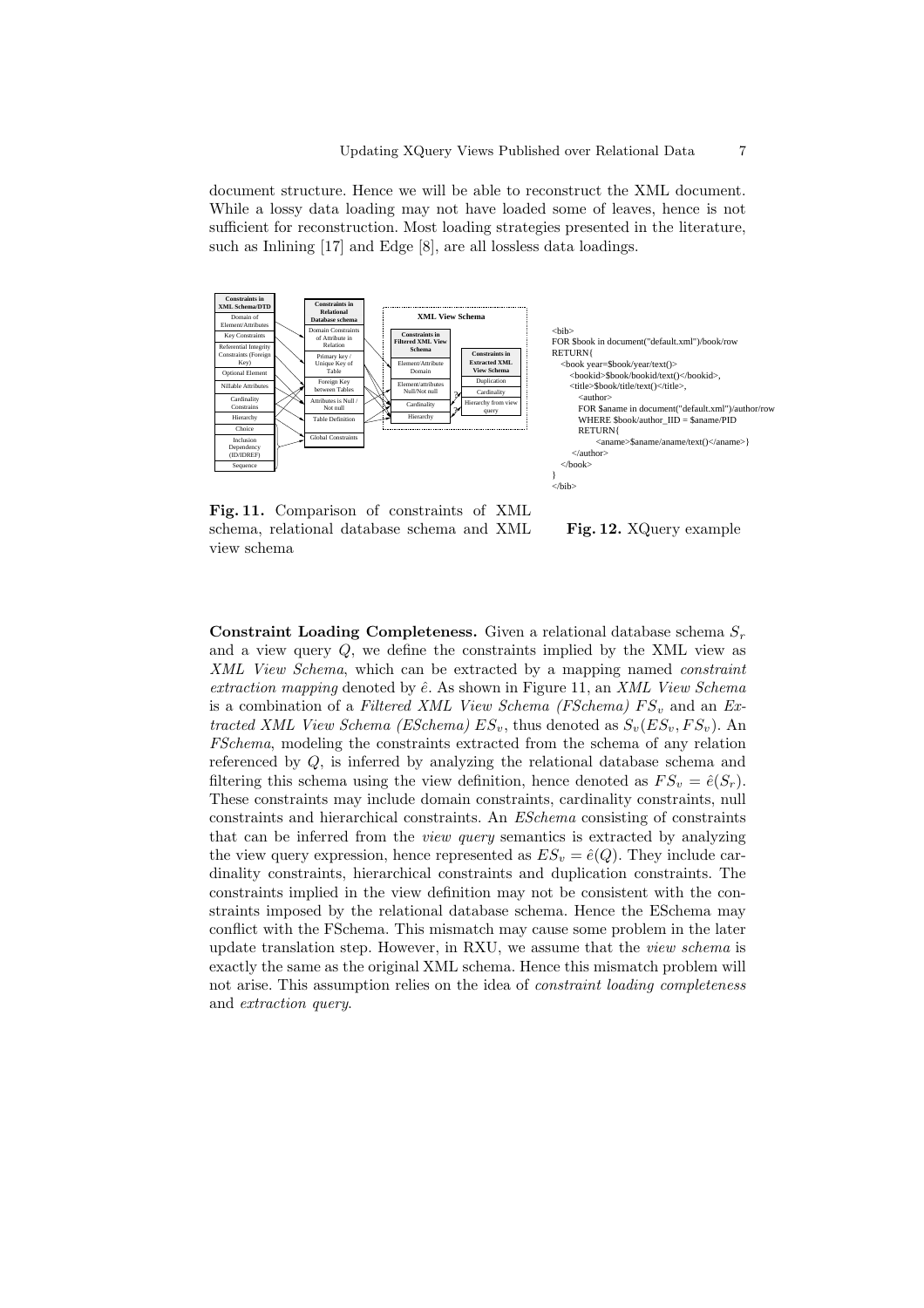document structure. Hence we will be able to reconstruct the XML document. While a lossy data loading may not have loaded some of leaves, hence is not sufficient for reconstruction. Most loading strategies presented in the literature, such as Inlining [17] and Edge [8], are all lossless data loadings.

**Fig. 11.** Comparison of constraints of XML schema, relational database schema and XML view schema

```
<bib>
FOR $book in document("default.xml")/book/row
RETURN{
  <book year=$book/year/text()>
    <bookid>$book/bookid/text()</bookid>,
    <title>$book/title/text()</title>,
      <author>
      FOR $aname in document("default.xml")/author/row
      WHERE $book/author_IID = $aname/PID
      RETURN{
            <aname>$aname/aname/text()</aname>}
      </author>
  </book>
}
</bib>
```

**Fig. 12.** XQuery example

**Constraint Loading Completeness.** Given a relational database schema $S_r$ and a view query $Q$, we define the constraints implied by the XML view as *XML View Schema*, which can be extracted by a mapping named *constraint extraction mapping* denoted by $\hat{e}$. As shown in Figure 11, an *XML View Schema* is a combination of a *Filtered XML View Schema (FSchema)* $FS_v$ and an *Extracted XML View Schema (ESchema)* $ES_v$, thus denoted as $S_v(ES_v, FS_v)$. An *FSchema*, modeling the constraints extracted from the schema of any relation referenced by $Q$, is inferred by analyzing the relational database schema and filtering this schema using the view definition, hence denoted as $FS_v = \hat{e}(S_r)$. These constraints may include domain constraints, cardinality constraints, null constraints and hierarchical constraints. An *ESchema* consisting of constraints that can be inferred from the *view query* semantics is extracted by analyzing the view query expression, hence represented as $ES_v = \hat{e}(Q)$. They include cardinality constraints, hierarchical constraints and duplication constraints. The constraints implied in the view definition may not be consistent with the constraints imposed by the relational database schema. Hence the ESchema may conflict with the FSchema. This mismatch may cause some problem in the later update translation step. However, in RXU, we assume that the *view schema* is exactly the same as the original XML schema. Hence this mismatch problem will not arise. This assumption relies on the idea of *constraint loading completeness* and *extraction query*.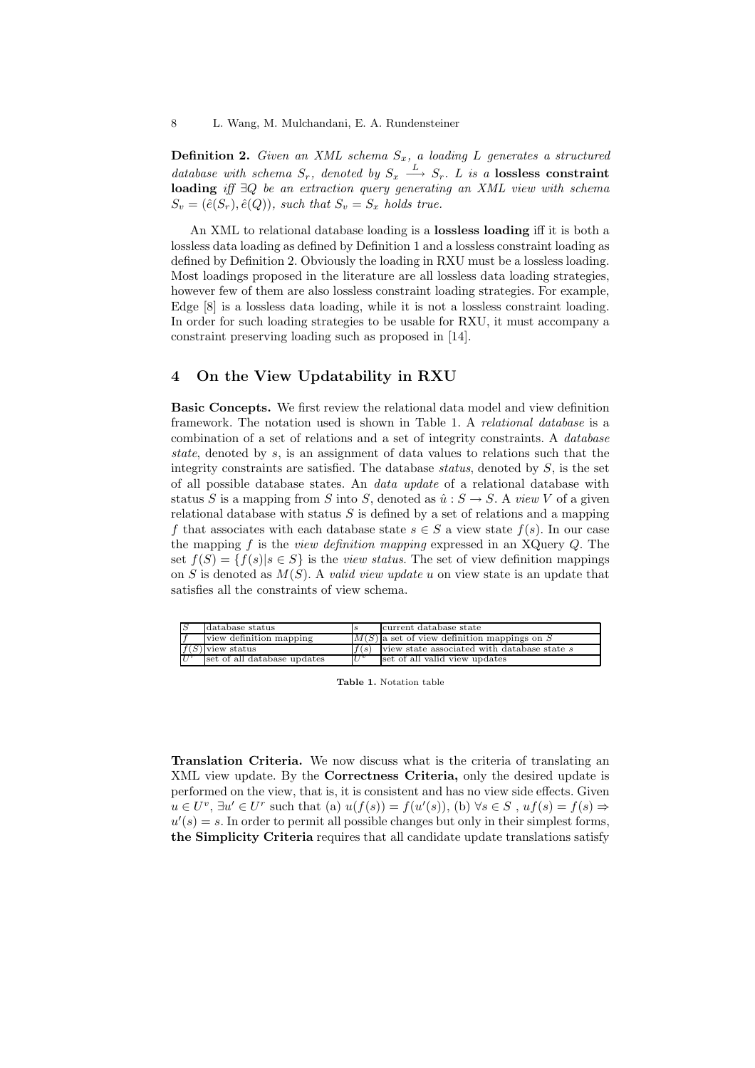**Definition 2.** *Given an XML schema $S_x$, a loading $L$ generates a structured database with schema $S_r$, denoted by $S_x \xrightarrow{L} S_r$. $L$ is a* **lossless constraint loading** *iff $\exists Q$ be an extraction query generating an XML view with schema $S_v = (\hat{e}(S_r), \hat{e}(Q))$, such that $S_v = S_x$ holds true.*

An XML to relational database loading is a **lossless loading** iff it is both a lossless data loading as defined by Definition 1 and a lossless constraint loading as defined by Definition 2. Obviously the loading in RXU must be a lossless loading. Most loadings proposed in the literature are all lossless data loading strategies, however few of them are also lossless constraint loading strategies. For example, Edge [8] is a lossless data loading, while it is not a lossless constraint loading. In order for such loading strategies to be usable for RXU, it must accompany a constraint preserving loading such as proposed in [14].

## 4 On the View Updatability in RXU

**Basic Concepts.** We first review the relational data model and view definition framework. The notation used is shown in Table 1. A *relational database* is a combination of a set of relations and a set of integrity constraints. A *database state*, denoted by $s$, is an assignment of data values to relations such that the integrity constraints are satisfied. The database *status*, denoted by $S$, is the set of all possible database states. An *data update* of a relational database with status $S$ is a mapping from $S$ into $S$, denoted as $\hat{u} : S \to S$. A *view* $V$ of a given relational database with status $S$ is defined by a set of relations and a mapping $f$ that associates with each database state $s \in S$ a view state $f(s)$. In our case the mapping $f$ is the *view definition mapping* expressed in an XQuery $Q$. The set $f(S) = \{f(s)|s \in S\}$ is the *view status*. The set of view definition mappings on $S$ is denoted as $M(S)$. A *valid view update* $u$ on view state is an update that satisfies all the constraints of view schema.

| | | | |
|---|---|---|---|
| $S$ | database status | $s$ | current database state |
| $f$ | view definition mapping | $M(S)$ | a set of view definition mappings on $S$ |
| $f(S)$ | view status | $f(s)$ | view state associated with database state $s$ |
| $U^r$ | set of all database updates | $U^v$ | set of all valid view updates |

**Table 1.** Notation table

**Translation Criteria.** We now discuss what is the criteria of translating an XML view update. By the **Correctness Criteria,** only the desired update is performed on the view, that is, it is consistent and has no view side effects. Given $u \in U^v$, $\exists u' \in U^r$ such that (a) $u(f(s)) = f(u'(s))$, (b) $\forall s \in S$ , $uf(s) = f(s) \Rightarrow u'(s) = s$. In order to permit all possible changes but only in their simplest forms, **the Simplicity Criteria** requires that all candidate update translations satisfy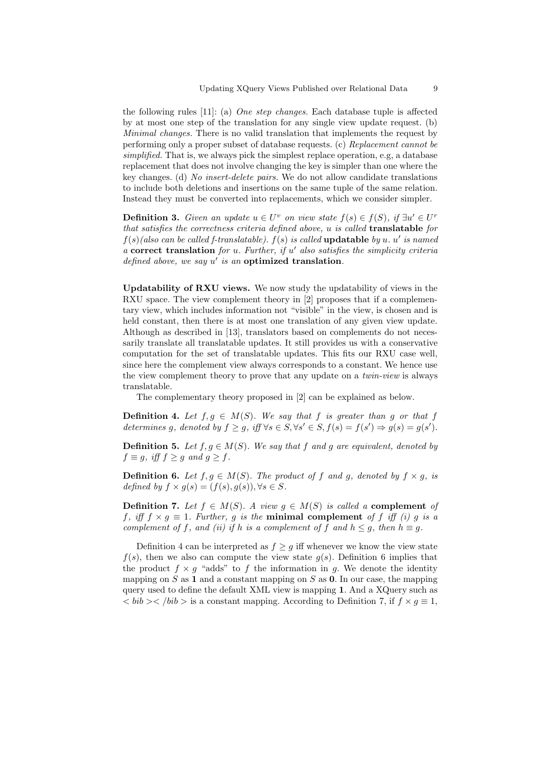the following rules [11]: (a) *One step changes.* Each database tuple is affected by at most one step of the translation for any single view update request. (b) *Minimal changes.* There is no valid translation that implements the request by performing only a proper subset of database requests. (c) *Replacement cannot be simplified.* That is, we always pick the simplest replace operation, e.g, a database replacement that does not involve changing the key is simpler than one where the key changes. (d) *No insert-delete pairs.* We do not allow candidate translations to include both deletions and insertions on the same tuple of the same relation. Instead they must be converted into replacements, which we consider simpler.

**Definition 3.** *Given an update $u \in U^v$ on view state $f(s) \in f(S)$, if $\exists u' \in U^r$ that satisfies the correctness criteria defined above, u is called* **translatable** *for $f(s)$(also can be called f-translatable). $f(s)$ is called* **updatable** *by u. $u'$ is named a* **correct translation** *for u. Further, if $u'$ also satisfies the simplicity criteria defined above, we say $u'$ is an* **optimized translation**.

**Updatability of RXU views.** We now study the updatability of views in the RXU space. The view complement theory in [2] proposes that if a complementary view, which includes information not "visible" in the view, is chosen and is held constant, then there is at most one translation of any given view update. Although as described in [13], translators based on complements do not necessarily translate all translatable updates. It still provides us with a conservative computation for the set of translatable updates. This fits our RXU case well, since here the complement view always corresponds to a constant. We hence use the view complement theory to prove that any update on a *twin-view* is always translatable.

The complementary theory proposed in [2] can be explained as below.

**Definition 4.** *Let $f, g \in M(S)$. We say that f is greater than g or that f determines g, denoted by $f \geq g$, iff $\forall s \in S, \forall s' \in S, f(s) = f(s') \Rightarrow g(s) = g(s')$.*

**Definition 5.** *Let $f, g \in M(S)$. We say that f and g are equivalent, denoted by $f \equiv g$, iff $f \geq g$ and $g \geq f$.*

**Definition 6.** *Let $f, g \in M(S)$. The product of f and g, denoted by $f \times g$, is defined by $f \times g(s) = (f(s), g(s)), \forall s \in S$.*

**Definition 7.** *Let $f \in M(S)$. A view $g \in M(S)$ is called a* **complement** *of f, iff $f \times g \equiv 1$. Further, g is the* **minimal complement** *of f iff (i) g is a complement of f, and (ii) if h is a complement of f and $h \leq g$, then $h \equiv g$.*

Definition 4 can be interpreted as $f \geq g$ iff whenever we know the view state $f(s)$, then we also can compute the view state $g(s)$. Definition 6 implies that the product $f \times g$ "adds" to $f$ the information in $g$. We denote the identity mapping on $S$ as **1** and a constant mapping on $S$ as **0**. In our case, the mapping query used to define the default XML view is mapping **1**. And a XQuery such as $< bib >< /bib >$ is a constant mapping. According to Definition 7, if $f \times g \equiv 1$,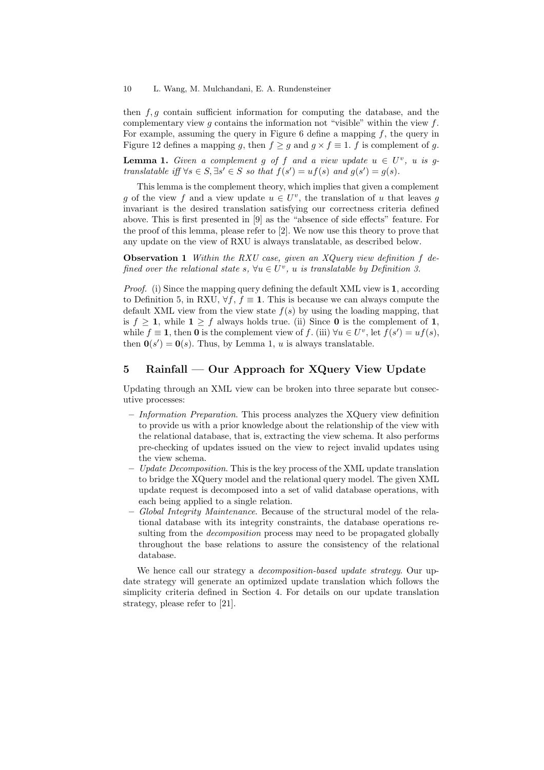then $f, g$ contain sufficient information for computing the database, and the complementary view $g$ contains the information not "visible" within the view $f$. For example, assuming the query in Figure 6 define a mapping $f$, the query in Figure 12 defines a mapping $g$, then $f \geq g$ and $g \times f \equiv 1$. $f$ is complement of $g$.

**Lemma 1.** *Given a complement $g$ of $f$ and a view update $u \in U^v$, $u$ is $g$-translatable iff $\forall s \in S, \exists s' \in S$ so that $f(s') = uf(s)$ and $g(s') = g(s)$.*

This lemma is the complement theory, which implies that given a complement $g$ of the view $f$ and a view update $u \in U^v$, the translation of $u$ that leaves $g$ invariant is the desired translation satisfying our correctness criteria defined above. This is first presented in [9] as the "absence of side effects" feature. For the proof of this lemma, please refer to [2]. We now use this theory to prove that any update on the view of RXU is always translatable, as described below.

**Observation 1** *Within the RXU case, given an XQuery view definition $f$ defined over the relational state $s$, $\forall u \in U^v$, $u$ is translatable by Definition 3.*

*Proof.* (i) Since the mapping query defining the default XML view is $\mathbf{1}$, according to Definition 5, in RXU, $\forall f$, $f \equiv \mathbf{1}$. This is because we can always compute the default XML view from the view state $f(s)$ by using the loading mapping, that is $f \geq \mathbf{1}$, while $\mathbf{1} \geq f$ always holds true. (ii) Since $\mathbf{0}$ is the complement of $\mathbf{1}$, while $f \equiv \mathbf{1}$, then $\mathbf{0}$ is the complement view of $f$. (iii) $\forall u \in U^v$, let $f(s') = uf(s)$, then $\mathbf{0}(s') = \mathbf{0}(s)$. Thus, by Lemma 1, $u$ is always translatable.

## 5 Rainfall — Our Approach for XQuery View Update

Updating through an XML view can be broken into three separate but consecutive processes:

- *Information Preparation.* This process analyzes the XQuery view definition to provide us with a prior knowledge about the relationship of the view with the relational database, that is, extracting the view schema. It also performs pre-checking of updates issued on the view to reject invalid updates using the view schema.
- *Update Decomposition.* This is the key process of the XML update translation to bridge the XQuery model and the relational query model. The given XML update request is decomposed into a set of valid database operations, with each being applied to a single relation.
- *Global Integrity Maintenance.* Because of the structural model of the relational database with its integrity constraints, the database operations resulting from the *decomposition* process may need to be propagated globally throughout the base relations to assure the consistency of the relational database.

We hence call our strategy a *decomposition-based update strategy*. Our update strategy will generate an optimized update translation which follows the simplicity criteria defined in Section 4. For details on our update translation strategy, please refer to [21].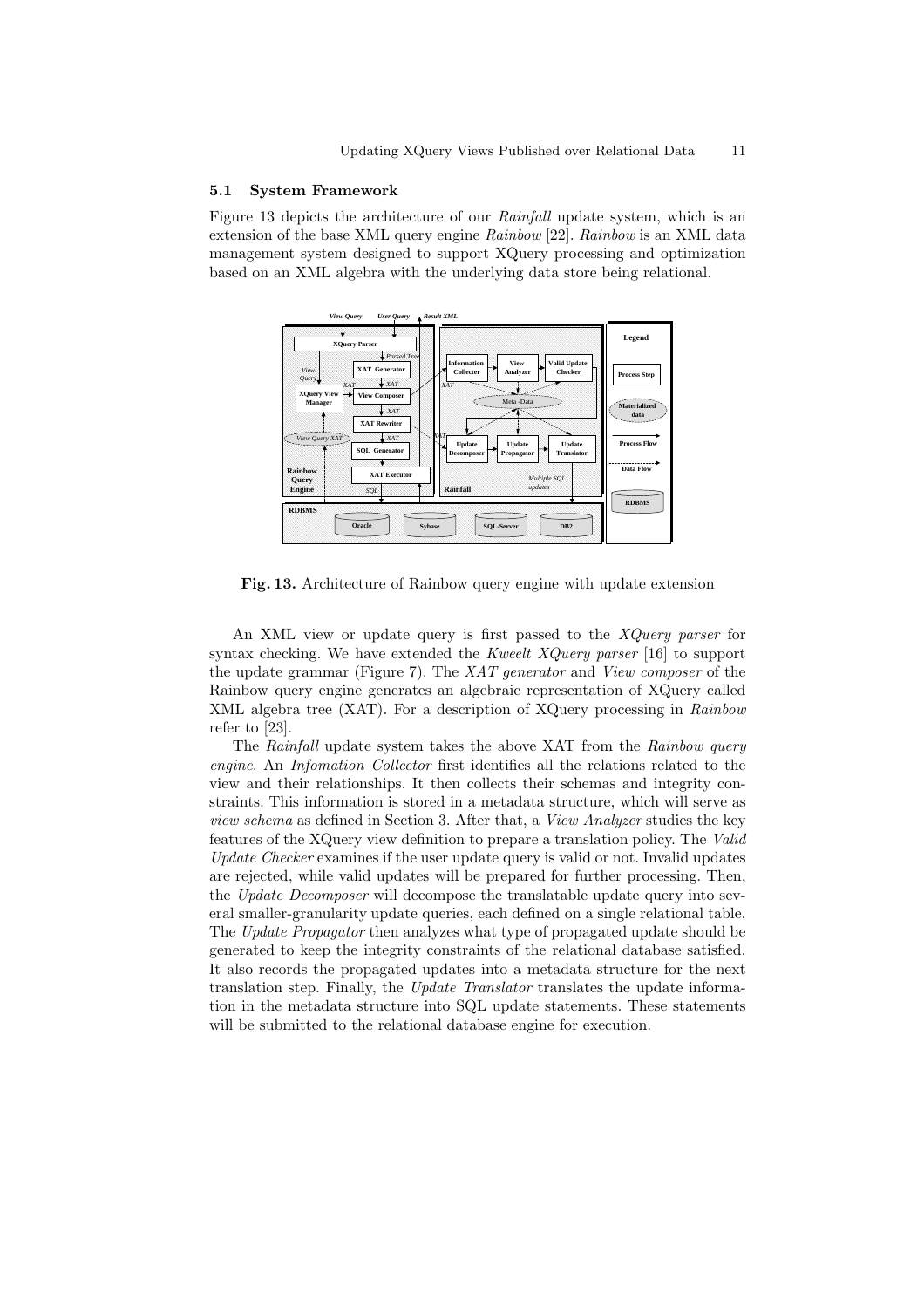### 5.1 System Framework

Figure 13 depicts the architecture of our *Rainfall* update system, which is an extension of the base XML query engine *Rainbow* [22]. *Rainbow* is an XML data management system designed to support XQuery processing and optimization based on an XML algebra with the underlying data store being relational.

**Fig. 13.** Architecture of Rainbow query engine with update extension

An XML view or update query is first passed to the *XQuery parser* for syntax checking. We have extended the *Kweelt XQuery parser* [16] to support the update grammar (Figure 7). The *XAT generator* and *View composer* of the Rainbow query engine generates an algebraic representation of XQuery called XML algebra tree (XAT). For a description of XQuery processing in *Rainbow* refer to [23].

The *Rainfall* update system takes the above XAT from the *Rainbow query engine*. An *Infomation Collector* first identifies all the relations related to the view and their relationships. It then collects their schemas and integrity constraints. This information is stored in a metadata structure, which will serve as *view schema* as defined in Section 3. After that, a *View Analyzer* studies the key features of the XQuery view definition to prepare a translation policy. The *Valid Update Checker* examines if the user update query is valid or not. Invalid updates are rejected, while valid updates will be prepared for further processing. Then, the *Update Decomposer* will decompose the translatable update query into several smaller-granularity update queries, each defined on a single relational table. The *Update Propagator* then analyzes what type of propagated update should be generated to keep the integrity constraints of the relational database satisfied. It also records the propagated updates into a metadata structure for the next translation step. Finally, the *Update Translator* translates the update information in the metadata structure into SQL update statements. These statements will be submitted to the relational database engine for execution.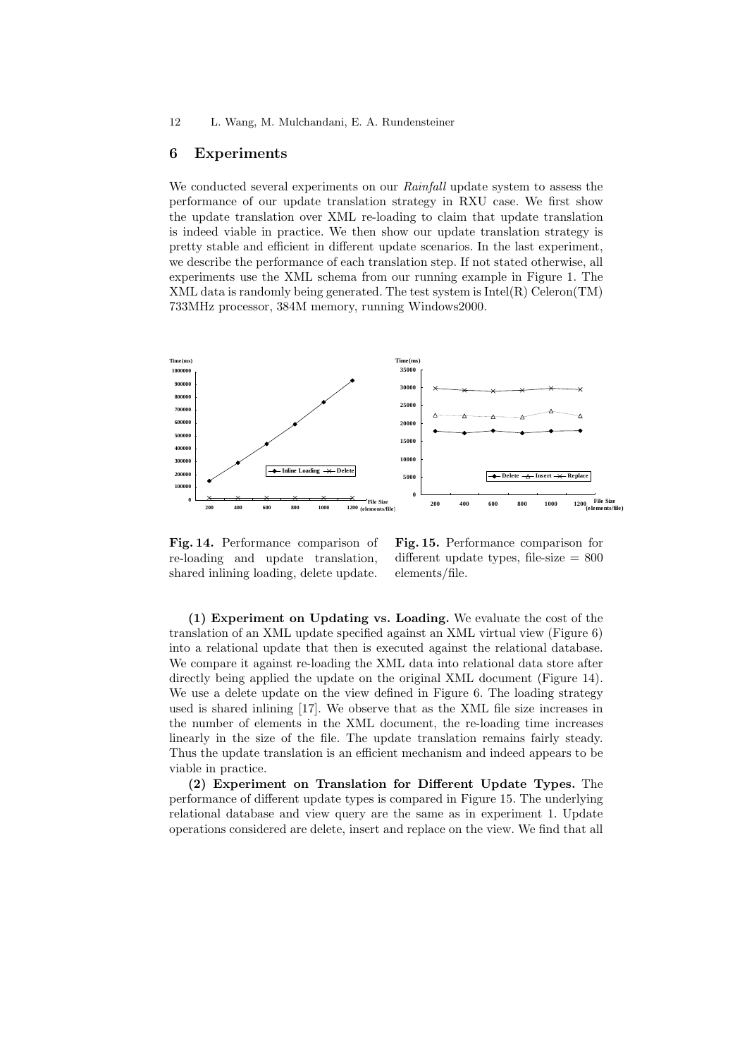## 6 Experiments

We conducted several experiments on our *Rainfall* update system to assess the performance of our update translation strategy in RXU case. We first show the update translation over XML re-loading to claim that update translation is indeed viable in practice. We then show our update translation strategy is pretty stable and efficient in different update scenarios. In the last experiment, we describe the performance of each translation step. If not stated otherwise, all experiments use the XML schema from our running example in Figure 1. The XML data is randomly being generated. The test system is Intel(R) Celeron(TM) 733MHz processor, 384M memory, running Windows2000.

**Fig. 14.** Performance comparison of re-loading and update translation, shared inlining loading, delete update.

**Fig. 15.** Performance comparison for different update types, file-size = 800 elements/file.

**(1) Experiment on Updating vs. Loading.** We evaluate the cost of the translation of an XML update specified against an XML virtual view (Figure 6) into a relational update that then is executed against the relational database. We compare it against re-loading the XML data into relational data store after directly being applied the update on the original XML document (Figure 14). We use a delete update on the view defined in Figure 6. The loading strategy used is shared inlining [17]. We observe that as the XML file size increases in the number of elements in the XML document, the re-loading time increases linearly in the size of the file. The update translation remains fairly steady. Thus the update translation is an efficient mechanism and indeed appears to be viable in practice.

**(2) Experiment on Translation for Different Update Types.** The performance of different update types is compared in Figure 15. The underlying relational database and view query are the same as in experiment 1. Update operations considered are delete, insert and replace on the view. We find that all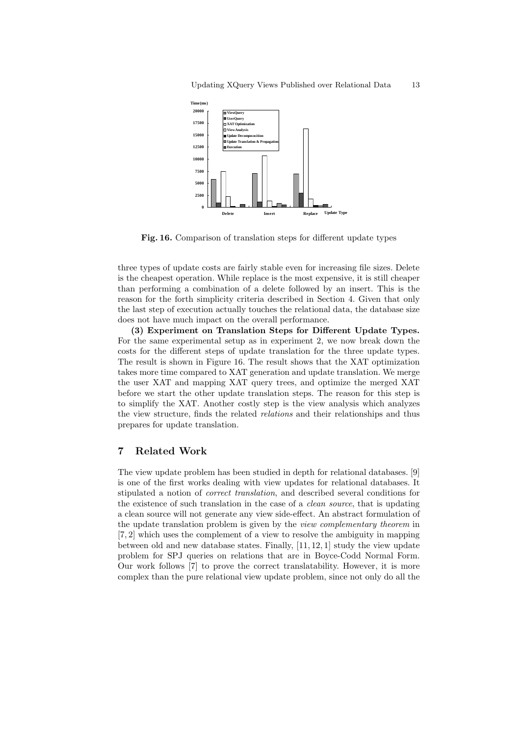**Fig. 16.** Comparison of translation steps for different update types

three types of update costs are fairly stable even for increasing file sizes. Delete is the cheapest operation. While replace is the most expensive, it is still cheaper than performing a combination of a delete followed by an insert. This is the reason for the forth simplicity criteria described in Section 4. Given that only the last step of execution actually touches the relational data, the database size does not have much impact on the overall performance.

**(3) Experiment on Translation Steps for Different Update Types.** For the same experimental setup as in experiment 2, we now break down the costs for the different steps of update translation for the three update types. The result is shown in Figure 16. The result shows that the XAT optimization takes more time compared to XAT generation and update translation. We merge the user XAT and mapping XAT query trees, and optimize the merged XAT before we start the other update translation steps. The reason for this step is to simplify the XAT. Another costly step is the view analysis which analyzes the view structure, finds the related *relations* and their relationships and thus prepares for update translation.

## 7 Related Work

The view update problem has been studied in depth for relational databases. [9] is one of the first works dealing with view updates for relational databases. It stipulated a notion of *correct translation*, and described several conditions for the existence of such translation in the case of a *clean source*, that is updating a clean source will not generate any view side-effect. An abstract formulation of the update translation problem is given by the *view complementary theorem* in [7, 2] which uses the complement of a view to resolve the ambiguity in mapping between old and new database states. Finally, [11, 12, 1] study the view update problem for SPJ queries on relations that are in Boyce-Codd Normal Form. Our work follows [7] to prove the correct translatability. However, it is more complex than the pure relational view update problem, since not only do all the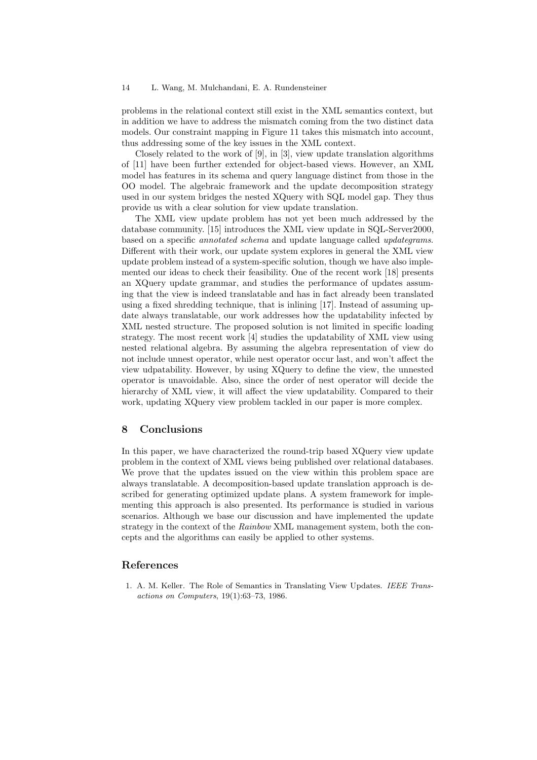problems in the relational context still exist in the XML semantics context, but in addition we have to address the mismatch coming from the two distinct data models. Our constraint mapping in Figure 11 takes this mismatch into account, thus addressing some of the key issues in the XML context.

Closely related to the work of [9], in [3], view update translation algorithms of [11] have been further extended for object-based views. However, an XML model has features in its schema and query language distinct from those in the OO model. The algebraic framework and the update decomposition strategy used in our system bridges the nested XQuery with SQL model gap. They thus provide us with a clear solution for view update translation.

The XML view update problem has not yet been much addressed by the database community. [15] introduces the XML view update in SQL-Server2000, based on a specific *annotated schema* and update language called *updategrams*. Different with their work, our update system explores in general the XML view update problem instead of a system-specific solution, though we have also implemented our ideas to check their feasibility. One of the recent work [18] presents an XQuery update grammar, and studies the performance of updates assuming that the view is indeed translatable and has in fact already been translated using a fixed shredding technique, that is inlining [17]. Instead of assuming update always translatable, our work addresses how the updatability infected by XML nested structure. The proposed solution is not limited in specific loading strategy. The most recent work [4] studies the updatability of XML view using nested relational algebra. By assuming the algebra representation of view do not include unnest operator, while nest operator occur last, and won't affect the view udpatability. However, by using XQuery to define the view, the unnested operator is unavoidable. Also, since the order of nest operator will decide the hierarchy of XML view, it will affect the view updatability. Compared to their work, updating XQuery view problem tackled in our paper is more complex.

## 8 Conclusions

In this paper, we have characterized the round-trip based XQuery view update problem in the context of XML views being published over relational databases. We prove that the updates issued on the view within this problem space are always translatable. A decomposition-based update translation approach is described for generating optimized update plans. A system framework for implementing this approach is also presented. Its performance is studied in various scenarios. Although we base our discussion and have implemented the update strategy in the context of the *Rainbow* XML management system, both the concepts and the algorithms can easily be applied to other systems.

## References

1. A. M. Keller. The Role of Semantics in Translating View Updates. *IEEE Transactions on Computers*, 19(1):63–73, 1986.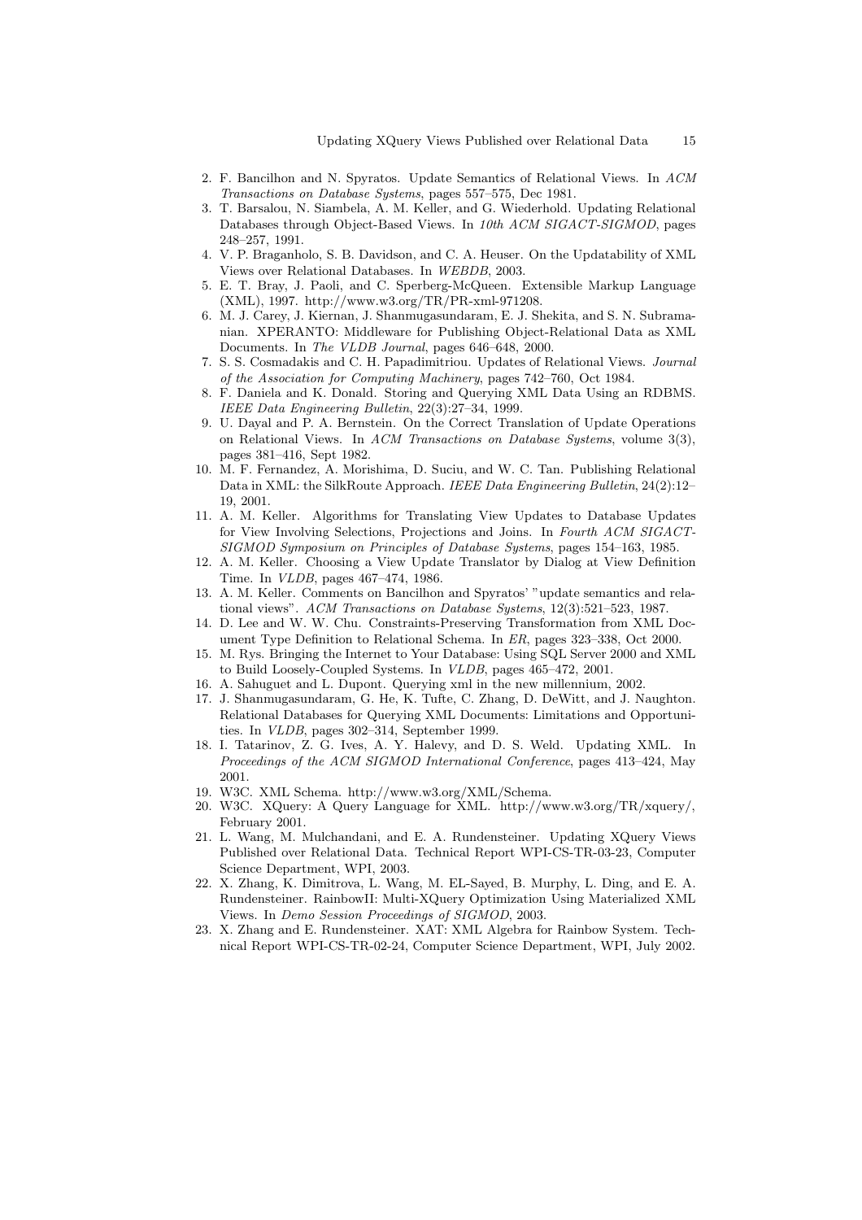2. F. Bancilhon and N. Spyratos. Update Semantics of Relational Views. In *ACM Transactions on Database Systems*, pages 557–575, Dec 1981.
3. T. Barsalou, N. Siambela, A. M. Keller, and G. Wiederhold. Updating Relational Databases through Object-Based Views. In *10th ACM SIGACT-SIGMOD*, pages 248–257, 1991.
4. V. P. Braganholo, S. B. Davidson, and C. A. Heuser. On the Updatability of XML Views over Relational Databases. In *WEBDB*, 2003.
5. E. T. Bray, J. Paoli, and C. Sperberg-McQueen. Extensible Markup Language (XML), 1997. http://www.w3.org/TR/PR-xml-971208.
6. M. J. Carey, J. Kiernan, J. Shanmugasundaram, E. J. Shekita, and S. N. Subramanian. XPERANTO: Middleware for Publishing Object-Relational Data as XML Documents. In *The VLDB Journal*, pages 646–648, 2000.
7. S. S. Cosmadakis and C. H. Papadimitriou. Updates of Relational Views. *Journal of the Association for Computing Machinery*, pages 742–760, Oct 1984.
8. F. Daniela and K. Donald. Storing and Querying XML Data Using an RDBMS. *IEEE Data Engineering Bulletin*, 22(3):27–34, 1999.
9. U. Dayal and P. A. Bernstein. On the Correct Translation of Update Operations on Relational Views. In *ACM Transactions on Database Systems*, volume 3(3), pages 381–416, Sept 1982.
10. M. F. Fernandez, A. Morishima, D. Suciu, and W. C. Tan. Publishing Relational Data in XML: the SilkRoute Approach. *IEEE Data Engineering Bulletin*, 24(2):12–19, 2001.
11. A. M. Keller. Algorithms for Translating View Updates to Database Updates for View Involving Selections, Projections and Joins. In *Fourth ACM SIGACT-SIGMOD Symposium on Principles of Database Systems*, pages 154–163, 1985.
12. A. M. Keller. Choosing a View Update Translator by Dialog at View Definition Time. In *VLDB*, pages 467–474, 1986.
13. A. M. Keller. Comments on Bancilhon and Spyratos' "update semantics and relational views". *ACM Transactions on Database Systems*, 12(3):521–523, 1987.
14. D. Lee and W. W. Chu. Constraints-Preserving Transformation from XML Document Type Definition to Relational Schema. In *ER*, pages 323–338, Oct 2000.
15. M. Rys. Bringing the Internet to Your Database: Using SQL Server 2000 and XML to Build Loosely-Coupled Systems. In *VLDB*, pages 465–472, 2001.
16. A. Sahuguet and L. Dupont. Querying xml in the new millennium, 2002.
17. J. Shanmugasundaram, G. He, K. Tufte, C. Zhang, D. DeWitt, and J. Naughton. Relational Databases for Querying XML Documents: Limitations and Opportunities. In *VLDB*, pages 302–314, September 1999.
18. I. Tatarinov, Z. G. Ives, A. Y. Halevy, and D. S. Weld. Updating XML. In *Proceedings of the ACM SIGMOD International Conference*, pages 413–424, May 2001.
19. W3C. XML Schema. http://www.w3.org/XML/Schema.
20. W3C. XQuery: A Query Language for XML. http://www.w3.org/TR/xquery/, February 2001.
21. L. Wang, M. Mulchandani, and E. A. Rundensteiner. Updating XQuery Views Published over Relational Data. Technical Report WPI-CS-TR-03-23, Computer Science Department, WPI, 2003.
22. X. Zhang, K. Dimitrova, L. Wang, M. EL-Sayed, B. Murphy, L. Ding, and E. A. Rundensteiner. RainbowII: Multi-XQuery Optimization Using Materialized XML Views. In *Demo Session Proceedings of SIGMOD*, 2003.
23. X. Zhang and E. Rundensteiner. XAT: XML Algebra for Rainbow System. Technical Report WPI-CS-TR-02-24, Computer Science Department, WPI, July 2002.